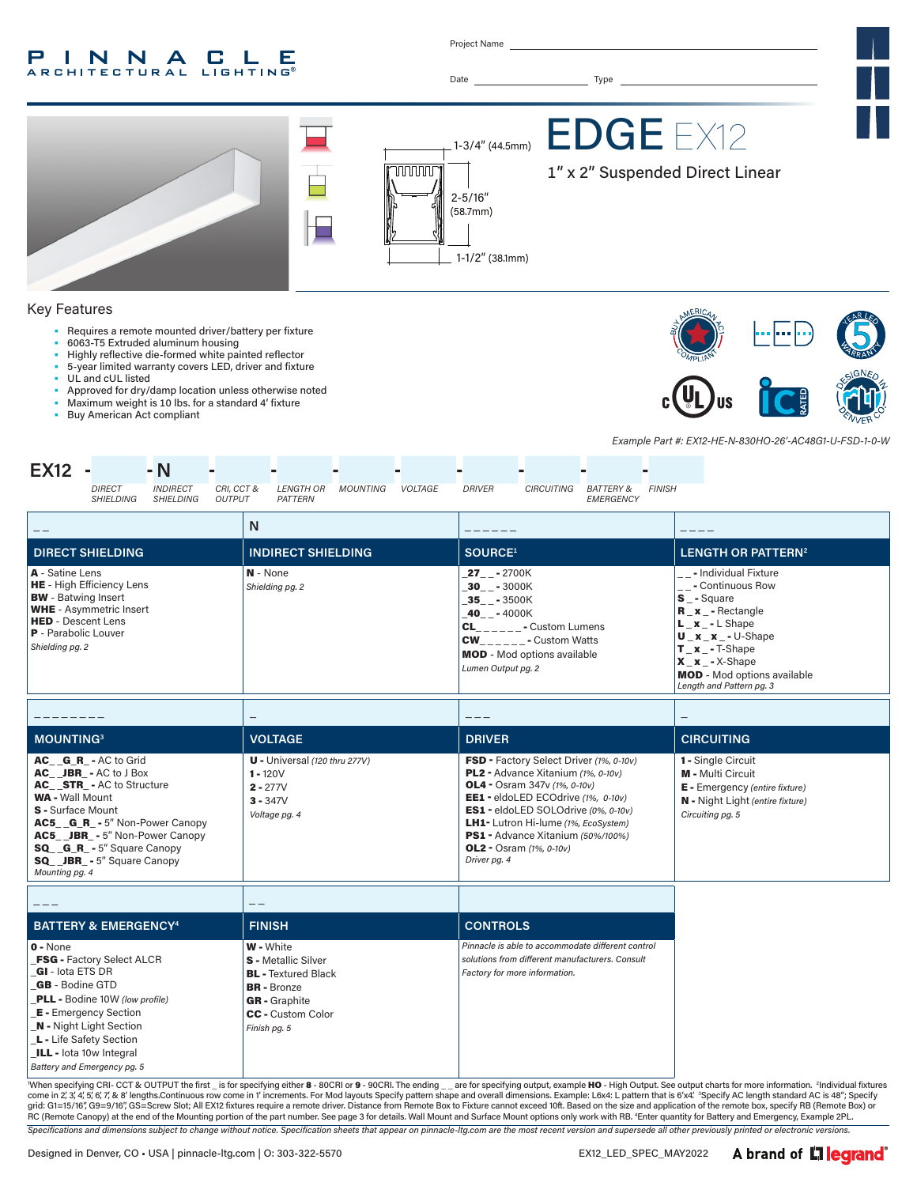# PINNACLE ARCHITECTURAL LIGHTING®

Project Name ______________________

Date ______________ Type ______________

# EDGE EX12

## 1" x 2" Suspended Direct Linear

1-3/4" (44.5mm)

2-5/16" (58.7mm)

1-1/2" (38.1mm)

## Key Features

- Requires a remote mounted driver/battery per fixture
- 6063-T5 Extruded aluminum housing
- Highly reflective die-formed white painted reflector
- 5-year limited warranty covers LED, driver and fixture
- UL and cUL listed
- Approved for dry/damp location unless otherwise noted
- Maximum weight is 10 lbs. for a standard 4' fixture
- Buy American Act compliant

*Example Part #: EX12-HE-N-830HO-26'-AC48G1-U-FSD-1-0-W*

EX12 - ____ - N - ____ - ____ - ____ - ____ - ____ - ____ - ____ - ____

| DIRECT SHIELDING | INDIRECT SHIELDING | CRI, CCT & OUTPUT | LENGTH OR PATTERN | MOUNTING | VOLTAGE | DRIVER | CIRCUITING | BATTERY & EMERGENCY | FINISH |
|---|---|---|---|---|---|---|---|---|---|

| _ _ | N | _ _ _ _ _ _ | _ _ _ _ |
|---|---|---|---|
| **DIRECT SHIELDING** | **INDIRECT SHIELDING** | **SOURCE[1]** | **LENGTH OR PATTERN[2]** |
| **A** - Satine Lens<br>**HE** - High Efficiency Lens<br>**BW** - Batwing Insert<br>**WHE** - Asymmetric Insert<br>**HED** - Descent Lens<br>**P** - Parabolic Louver<br>*Shielding pg. 2* | **N** - None<br>*Shielding pg. 2* | **_27_ _** - 2700K<br>**_30_ _** - 3000K<br>**_35_ _** - 3500K<br>**_40_ _** - 4000K<br>**CL_ _ _ _ _ _** - Custom Lumens<br>**CW_ _ _ _ _ _** - Custom Watts<br>**MOD** - Mod options available<br>*Lumen Output pg. 2* | **_ _** - Individual Fixture<br>**_ _** - Continuous Row<br>**S _** - Square<br>**R _ x _** - Rectangle<br>**L _ x _** - L Shape<br>**U _ x _ x _** - U-Shape<br>**T _ x _** - T-Shape<br>**X _ x _** - X-Shape<br>**MOD** - Mod options available<br>*Length and Pattern pg. 3* |

| _ _ _ _ _ _ _ _ | _ | _ _ _ | _ |
|---|---|---|---|
| **MOUNTING[3]** | **VOLTAGE** | **DRIVER** | **CIRCUITING** |
| **AC_ _G_R_** - AC to Grid<br>**AC_ _JBR_** - AC to J Box<br>**AC_ _STR_** - AC to Structure<br>**WA** - Wall Mount<br>**S** - Surface Mount<br>**AC5_ _G_R_** - 5" Non-Power Canopy<br>**AC5_ _JBR_** - 5" Non-Power Canopy<br>**SQ_ _G_R_** - 5" Square Canopy<br>**SQ_ _JBR_** - 5" Square Canopy<br>*Mounting pg. 4* | **U** - Universal *(120 thru 277V)*<br>**1** - 120V<br>**2** - 277V<br>**3** - 347V<br>*Voltage pg. 4* | **FSD** - Factory Select Driver *(1%, 0-10v)*<br>**PL2** - Advance Xitanium *(1%, 0-10v)*<br>**OL4** - Osram 347v *(1%, 0-10v)*<br>**EE1** - eldoLED ECOdrive *(1%, 0-10v)*<br>**ES1** - eldoLED SOLOdrive *(0%, 0-10v)*<br>**LH1** - Lutron Hi-lume *(1%, EcoSystem)*<br>**PS1** - Advance Xitanium *(50%/100%)*<br>**OL2** - Osram *(1%, 0-10v)*<br>*Driver pg. 4* | **1** - Single Circuit<br>**M** - Multi Circuit<br>**E** - Emergency *(entire fixture)*<br>**N** - Night Light *(entire fixture)*<br>*Circuiting pg. 5* |

| _ _ _ | _ _ | |
|---|---|---|
| **BATTERY & EMERGENCY[4]** | **FINISH** | **CONTROLS** |
| **0** - None<br>**_FSG** - Factory Select ALCR<br>**_GI** - Iota ETS DR<br>**_GB** - Bodine GTD<br>**_PLL** - Bodine 10W *(low profile)*<br>**_E** - Emergency Section<br>**_N** - Night Light Section<br>**_L** - Life Safety Section<br>**_ILL** - Iota 10w Integral<br>*Battery and Emergency pg. 5* | **W** - White<br>**S** - Metallic Silver<br>**BL** - Textured Black<br>**BR** - Bronze<br>**GR** - Graphite<br>**CC** - Custom Color<br>*Finish pg. 5* | *Pinnacle is able to accommodate different control solutions from different manufacturers. Consult Factory for more information.* |

[1]When specifying CRI- CCT & OUTPUT the first _ is for specifying either **8** - 80CRI or **9** - 90CRI. The ending _ _ are for specifying output, example **HO** - High Output. See output charts for more information. [2]Individual fixtures come in 2', 3', 4', 5', 6', 7', & 8' lengths.Continuous row come in 1' increments. For Mod layouts Specify pattern shape and overall dimensions. Example: L6x4: L pattern that is 6'x4'. [3]Specify AC length standard AC is 48"; Specify grid: G1=15/16", G9=9/16", GS=Screw Slot; All EX12 fixtures require a remote driver. Distance from Remote Box to Fixture cannot exceed 10ft. Based on the size and application of the remote box, specify RB (Remote Box) or RC (Remote Canopy) at the end of the Mounting portion of the part number. See page 3 for details. Wall Mount and Surface Mount options only work with RB. [4]Enter quantity for Battery and Emergency, Example 2PL.

*Specifications and dimensions subject to change without notice. Specification sheets that appear on pinnacle-ltg.com are the most recent version and supersede all other previously printed or electronic versions.*

Designed in Denver, CO • USA | pinnacle-ltg.com | O: 303-322-5570

EX12_LED_SPEC_MAY2022

A brand of legrand®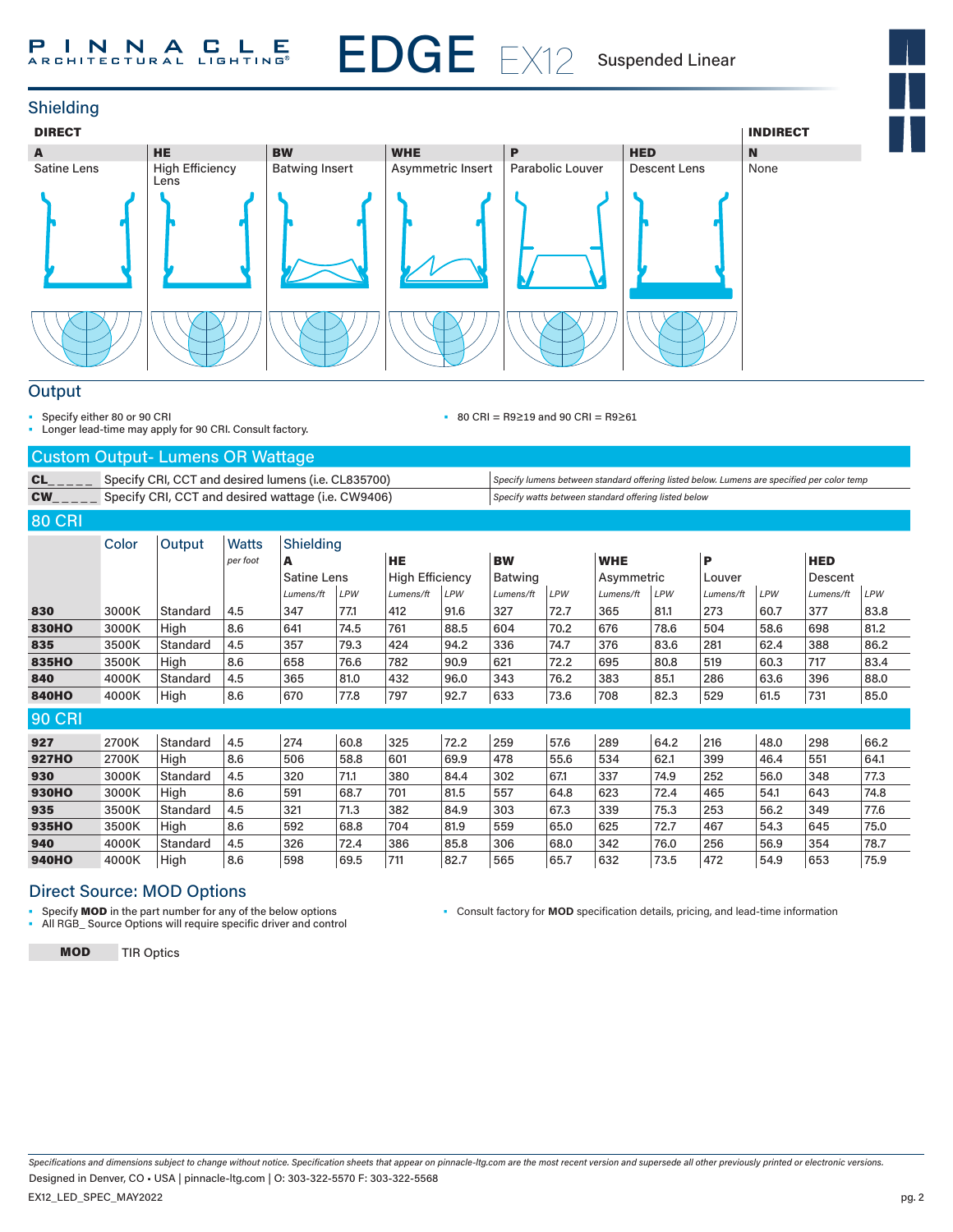# EDGE EX12 Suspended Linear

## Shielding

| DIRECT | | | | | | INDIRECT |
|---|---|---|---|---|---|---|
| **A** | **HE** | **BW** | **WHE** | **P** | **HED** | **N** |
| Satine Lens | High Efficiency Lens | Batwing Insert | Asymmetric Insert | Parabolic Louver | Descent Lens | None |

## Output

- Specify either 80 or 90 CRI
- Longer lead-time may apply for 90 CRI. Consult factory.
- 80 CRI = R9≥19 and 90 CRI = R9≥61

### Custom Output- Lumens OR Wattage

| | | |
|---|---|---|
| **CL_ _ _ _ _** | Specify CRI, CCT and desired lumens (i.e. CL835700) | *Specify lumens between standard offering listed below. Lumens are specified per color temp* |
| **CW_ _ _ _ _** | Specify CRI, CCT and desired wattage (i.e. CW9406) | *Specify watts between standard offering listed below* |

### 80 CRI

| | Color | Output | Watts *per foot* | **A** Satine Lens *Lumens/ft* | *LPW* | **HE** High Efficiency *Lumens/ft* | *LPW* | **BW** Batwing *Lumens/ft* | *LPW* | **WHE** Asymmetric *Lumens/ft* | *LPW* | **P** Louver *Lumens/ft* | *LPW* | **HED** Descent *Lumens/ft* | *LPW* |
|---|---|---|---|---|---|---|---|---|---|---|---|---|---|---|---|
| **830** | 3000K | Standard | 4.5 | 347 | 77.1 | 412 | 91.6 | 327 | 72.7 | 365 | 81.1 | 273 | 60.7 | 377 | 83.8 |
| **830HO** | 3000K | High | 8.6 | 641 | 74.5 | 761 | 88.5 | 604 | 70.2 | 676 | 78.6 | 504 | 58.6 | 698 | 81.2 |
| **835** | 3500K | Standard | 4.5 | 357 | 79.3 | 424 | 94.2 | 336 | 74.7 | 376 | 83.6 | 281 | 62.4 | 388 | 86.2 |
| **835HO** | 3500K | High | 8.6 | 658 | 76.6 | 782 | 90.9 | 621 | 72.2 | 695 | 80.8 | 519 | 60.3 | 717 | 83.4 |
| **840** | 4000K | Standard | 4.5 | 365 | 81.0 | 432 | 96.0 | 343 | 76.2 | 383 | 85.1 | 286 | 63.6 | 396 | 88.0 |
| **840HO** | 4000K | High | 8.6 | 670 | 77.8 | 797 | 92.7 | 633 | 73.6 | 708 | 82.3 | 529 | 61.5 | 731 | 85.0 |

### 90 CRI

| | Color | Output | Watts *per foot* | **A** *Lumens/ft* | *LPW* | **HE** *Lumens/ft* | *LPW* | **BW** *Lumens/ft* | *LPW* | **WHE** *Lumens/ft* | *LPW* | **P** *Lumens/ft* | *LPW* | **HED** *Lumens/ft* | *LPW* |
|---|---|---|---|---|---|---|---|---|---|---|---|---|---|---|---|
| **927** | 2700K | Standard | 4.5 | 274 | 60.8 | 325 | 72.2 | 259 | 57.6 | 289 | 64.2 | 216 | 48.0 | 298 | 66.2 |
| **927HO** | 2700K | High | 8.6 | 506 | 58.8 | 601 | 69.9 | 478 | 55.6 | 534 | 62.1 | 399 | 46.4 | 551 | 64.1 |
| **930** | 3000K | Standard | 4.5 | 320 | 71.1 | 380 | 84.4 | 302 | 67.1 | 337 | 74.9 | 252 | 56.0 | 348 | 77.3 |
| **930HO** | 3000K | High | 8.6 | 591 | 68.7 | 701 | 81.5 | 557 | 64.8 | 623 | 72.4 | 465 | 54.1 | 643 | 74.8 |
| **935** | 3500K | Standard | 4.5 | 321 | 71.3 | 382 | 84.9 | 303 | 67.3 | 339 | 75.3 | 253 | 56.2 | 349 | 77.6 |
| **935HO** | 3500K | High | 8.6 | 592 | 68.8 | 704 | 81.9 | 559 | 65.0 | 625 | 72.7 | 467 | 54.3 | 645 | 75.0 |
| **940** | 4000K | Standard | 4.5 | 326 | 72.4 | 386 | 85.8 | 306 | 68.0 | 342 | 76.0 | 256 | 56.9 | 354 | 78.7 |
| **940HO** | 4000K | High | 8.6 | 598 | 69.5 | 711 | 82.7 | 565 | 65.7 | 632 | 73.5 | 472 | 54.9 | 653 | 75.9 |

## Direct Source: MOD Options

- Specify **MOD** in the part number for any of the below options
- All RGB_ Source Options will require specific driver and control
- Consult factory for **MOD** specification details, pricing, and lead-time information

| | |
|---|---|
| **MOD** | TIR Optics |

*Specifications and dimensions subject to change without notice. Specification sheets that appear on pinnacle-ltg.com are the most recent version and supersede all other previously printed or electronic versions.*

Designed in Denver, CO • USA | pinnacle-ltg.com | O: 303-322-5570 F: 303-322-5568

EX12_LED_SPEC_MAY2022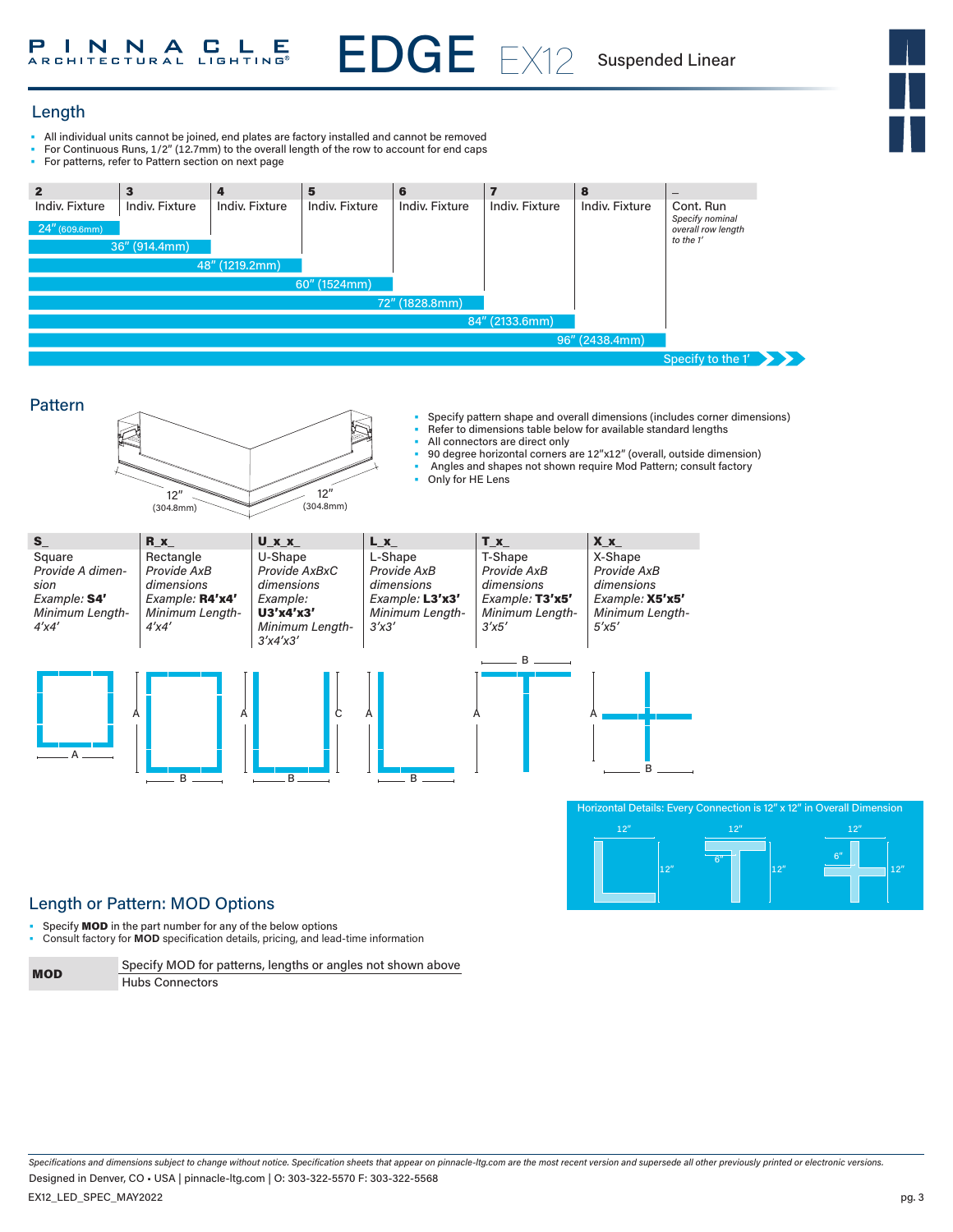## Length

- All individual units cannot be joined, end plates are factory installed and cannot be removed
- For Continuous Runs, 1/2" (12.7mm) to the overall length of the row to account for end caps
- For patterns, refer to Pattern section on next page

| 2 | 3 | 4 | 5 | 6 | 7 | 8 | _ |
|---|---|---|---|---|---|---|---|
| Indiv. Fixture | Indiv. Fixture | Indiv. Fixture | Indiv. Fixture | Indiv. Fixture | Indiv. Fixture | Indiv. Fixture | Cont. Run *Specify nominal overall row length to the 1'* |
| 24" (609.6mm) | 36" (914.4mm) | 48" (1219.2mm) | 60" (1524mm) | 72" (1828.8mm) | 84" (2133.6mm) | 96" (2438.4mm) | Specify to the 1' |

## Pattern

12" (304.8mm) 12" (304.8mm)

- Specify pattern shape and overall dimensions (includes corner dimensions)
- Refer to dimensions table below for available standard lengths
- All connectors are direct only
- 90 degree horizontal corners are 12"x12" (overall, outside dimension)
- Angles and shapes not shown require Mod Pattern; consult factory
- Only for HE Lens

| S_ | R_x_ | U_x_x_ | L_x_ | T_x_ | X_x_ |
|---|---|---|---|---|---|
| Square *Provide A dimension Example:* **S4'** *Minimum Length- 4'x4'* | Rectangle *Provide AxB dimensions Example:* **R4'x4'** *Minimum Length- 4'x4'* | U-Shape *Provide AxBxC dimensions Example:* **U3'x4'x3'** *Minimum Length- 3'x4'x3'* | L-Shape *Provide AxB dimensions Example:* **L3'x3'** *Minimum Length- 3'x3'* | T-Shape *Provide AxB dimensions Example:* **T3'x5'** *Minimum Length- 3'x5'* | X-Shape *Provide AxB dimensions Example:* **X5'x5'** *Minimum Length- 5'x5'* |

Horizontal Details: Every Connection is 12" x 12" in Overall Dimension

12" 12" | 12" 6" 12" | 12" 6" 12"

## Length or Pattern: MOD Options

- Specify **MOD** in the part number for any of the below options
- Consult factory for **MOD** specification details, pricing, and lead-time information

| **MOD** | Specify MOD for patterns, lengths or angles not shown above |
|---|---|
| | Hubs Connectors |

*Specifications and dimensions subject to change without notice. Specification sheets that appear on pinnacle-ltg.com are the most recent version and supersede all other previously printed or electronic versions.*

Designed in Denver, CO • USA | pinnacle-ltg.com | O: 303-322-5570 F: 303-322-5568

EX12_LED_SPEC_MAY2022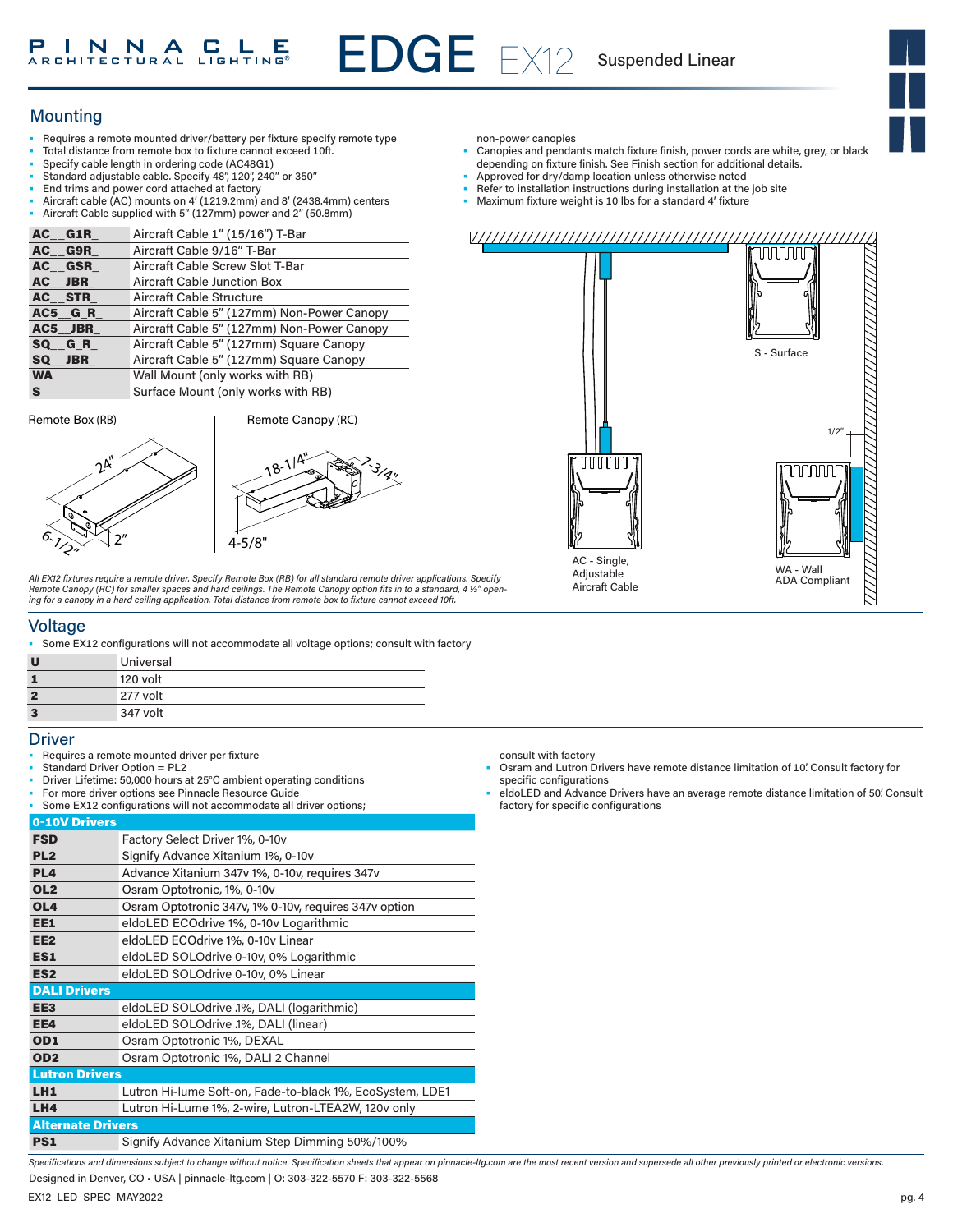## Mounting

- Requires a remote mounted driver/battery per fixture specify remote type
- Total distance from remote box to fixture cannot exceed 10ft.
- Specify cable length in ordering code (AC48G1)
- Standard adjustable cable. Specify 48", 120", 240" or 350"
- End trims and power cord attached at factory
- Aircraft cable (AC) mounts on 4' (1219.2mm) and 8' (2438.4mm) centers
- Aircraft Cable supplied with 5" (127mm) power and 2" (50.8mm) non-power canopies
- Canopies and pendants match fixture finish, power cords are white, grey, or black depending on fixture finish. See Finish section for additional details.
- Approved for dry/damp location unless otherwise noted
- Refer to installation instructions during installation at the job site
- Maximum fixture weight is 10 lbs for a standard 4' fixture

| | |
|---|---|
| **AC__G1R_** | Aircraft Cable 1" (15/16") T-Bar |
| **AC__G9R_** | Aircraft Cable 9/16" T-Bar |
| **AC__GSR_** | Aircraft Cable Screw Slot T-Bar |
| **AC__JBR_** | Aircraft Cable Junction Box |
| **AC__STR_** | Aircraft Cable Structure |
| **AC5__G_R_** | Aircraft Cable 5" (127mm) Non-Power Canopy |
| **AC5__JBR_** | Aircraft Cable 5" (127mm) Non-Power Canopy |
| **SQ__G_R_** | Aircraft Cable 5" (127mm) Square Canopy |
| **SQ__JBR_** | Aircraft Cable 5" (127mm) Square Canopy |
| **WA** | Wall Mount (only works with RB) |
| **S** | Surface Mount (only works with RB) |

Remote Box (RB): 24", 6-1/2", 2"

Remote Canopy (RC): 18-1/4", 7-3/4", 4-5/8"

S - Surface

1/2"

AC - Single, Adjustable Aircraft Cable

WA - Wall ADA Compliant

*All EX12 fixtures require a remote driver. Specify Remote Box (RB) for all standard remote driver applications. Specify Remote Canopy (RC) for smaller spaces and hard ceilings. The Remote Canopy option fits in to a standard, 4 ½" opening for a canopy in a hard ceiling application. Total distance from remote box to fixture cannot exceed 10ft.*

## Voltage

- Some EX12 configurations will not accommodate all voltage options; consult with factory

| | |
|---|---|
| **U** | Universal |
| **1** | 120 volt |
| **2** | 277 volt |
| **3** | 347 volt |

## Driver

- Requires a remote mounted driver per fixture
- Standard Driver Option = PL2
- Driver Lifetime: 50,000 hours at 25°C ambient operating conditions
- For more driver options see Pinnacle Resource Guide
- Some EX12 configurations will not accommodate all driver options; consult with factory
- Osram and Lutron Drivers have remote distance limitation of 10'. Consult factory for specific configurations
- eldoLED and Advance Drivers have an average remote distance limitation of 50'. Consult factory for specific configurations

| | |
|---|---|
| **0-10V Drivers** | |
| **FSD** | Factory Select Driver 1%, 0-10v |
| **PL2** | Signify Advance Xitanium 1%, 0-10v |
| **PL4** | Advance Xitanium 347v 1%, 0-10v, requires 347v |
| **OL2** | Osram Optotronic, 1%, 0-10v |
| **OL4** | Osram Optotronic 347v, 1% 0-10v, requires 347v option |
| **EE1** | eldoLED ECOdrive 1%, 0-10v Logarithmic |
| **EE2** | eldoLED ECOdrive 1%, 0-10v Linear |
| **ES1** | eldoLED SOLOdrive 0-10v, 0% Logarithmic |
| **ES2** | eldoLED SOLOdrive 0-10v, 0% Linear |
| **DALI Drivers** | |
| **EE3** | eldoLED SOLOdrive .1%, DALI (logarithmic) |
| **EE4** | eldoLED SOLOdrive .1%, DALI (linear) |
| **OD1** | Osram Optotronic 1%, DEXAL |
| **OD2** | Osram Optotronic 1%, DALI 2 Channel |
| **Lutron Drivers** | |
| **LH1** | Lutron Hi-lume Soft-on, Fade-to-black 1%, EcoSystem, LDE1 |
| **LH4** | Lutron Hi-Lume 1%, 2-wire, Lutron-LTEA2W, 120v only |
| **Alternate Drivers** | |
| **PS1** | Signify Advance Xitanium Step Dimming 50%/100% |

*Specifications and dimensions subject to change without notice. Specification sheets that appear on pinnacle-ltg.com are the most recent version and supersede all other previously printed or electronic versions.*

Designed in Denver, CO • USA | pinnacle-ltg.com | O: 303-322-5570 F: 303-322-5568

EX12_LED_SPEC_MAY2022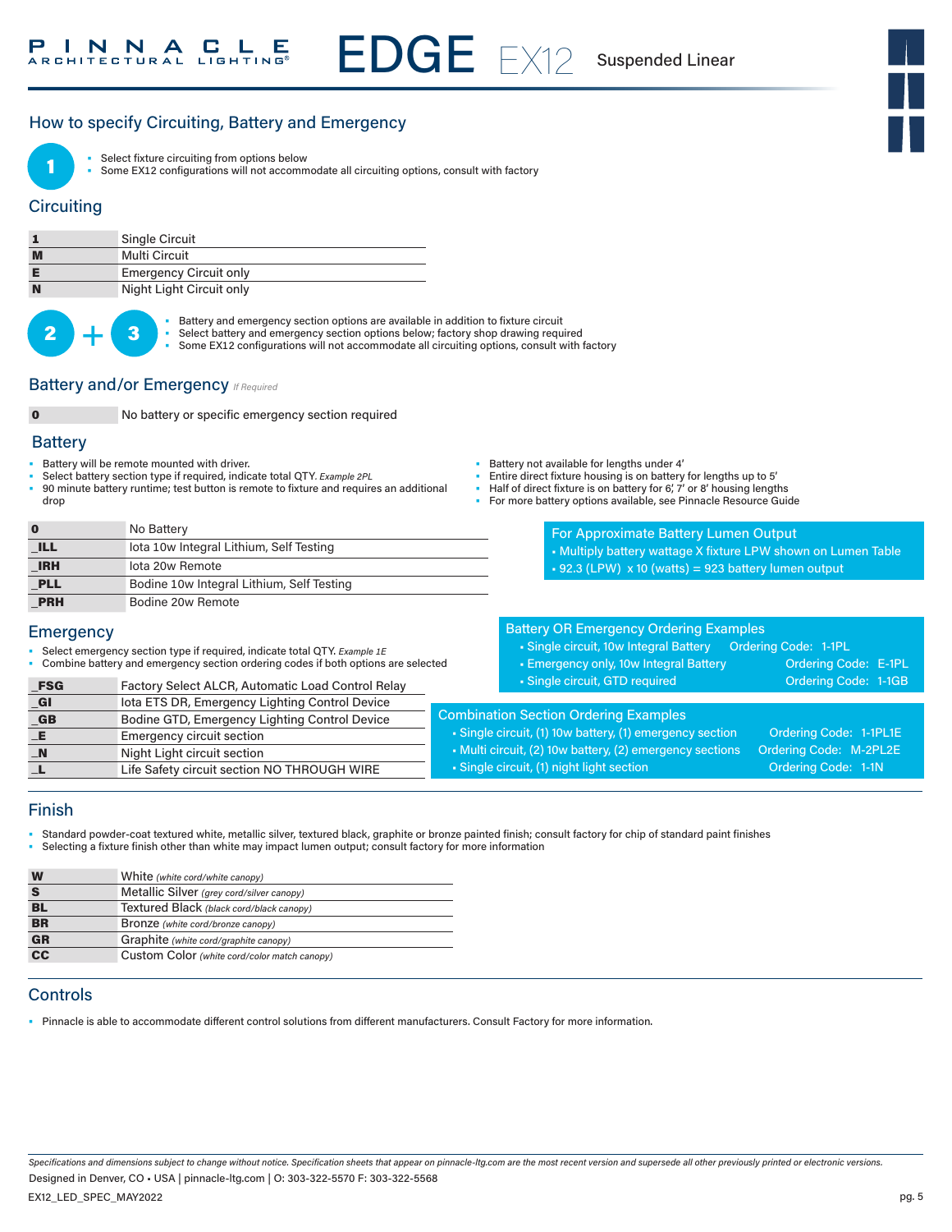## How to specify Circuiting, Battery and Emergency

**1**

- Select fixture circuiting from options below
- Some EX12 configurations will not accommodate all circuiting options, consult with factory

### Circuiting

| | |
|---|---|
| **1** | Single Circuit |
| **M** | Multi Circuit |
| **E** | Emergency Circuit only |
| **N** | Night Light Circuit only |

**2 + 3**

- Battery and emergency section options are available in addition to fixture circuit
- Select battery and emergency section options below; factory shop drawing required
- Some EX12 configurations will not accommodate all circuiting options, consult with factory

### Battery and/or Emergency *If Required*

| | |
|---|---|
| **0** | No battery or specific emergency section required |

### Battery

- Battery will be remote mounted with driver.
- Select battery section type if required, indicate total QTY. *Example 2PL*
- 90 minute battery runtime; test button is remote to fixture and requires an additional drop
- Battery not available for lengths under 4'
- Entire direct fixture housing is on battery for lengths up to 5'
- Half of direct fixture is on battery for 6', 7' or 8' housing lengths
- For more battery options available, see Pinnacle Resource Guide

| | |
|---|---|
| **0** | No Battery |
| **_ILL** | Iota 10w Integral Lithium, Self Testing |
| **_IRH** | Iota 20w Remote |
| **_PLL** | Bodine 10w Integral Lithium, Self Testing |
| **_PRH** | Bodine 20w Remote |

**For Approximate Battery Lumen Output**
- Multiply battery wattage X fixture LPW shown on Lumen Table
- 92.3 (LPW) x 10 (watts) = 923 battery lumen output

### Emergency

- Select emergency section type if required, indicate total QTY. *Example 1E*
- Combine battery and emergency section ordering codes if both options are selected

| | |
|---|---|
| **_FSG** | Factory Select ALCR, Automatic Load Control Relay |
| **_GI** | Iota ETS DR, Emergency Lighting Control Device |
| **_GB** | Bodine GTD, Emergency Lighting Control Device |
| **_E** | Emergency circuit section |
| **_N** | Night Light circuit section |
| **_L** | Life Safety circuit section NO THROUGH WIRE |

**Battery OR Emergency Ordering Examples**

| | |
|---|---|
| Single circuit, 10w Integral Battery | Ordering Code: 1-1PL |
| Emergency only, 10w Integral Battery | Ordering Code: E-1PL |
| Single circuit, GTD required | Ordering Code: 1-1GB |

**Combination Section Ordering Examples**

| | |
|---|---|
| Single circuit, (1) 10w battery, (1) emergency section | Ordering Code: 1-1PL1E |
| Multi circuit, (2) 10w battery, (2) emergency sections | Ordering Code: M-2PL2E |
| Single circuit, (1) night light section | Ordering Code: 1-1N |

## Finish

- Standard powder-coat textured white, metallic silver, textured black, graphite or bronze painted finish; consult factory for chip of standard paint finishes
- Selecting a fixture finish other than white may impact lumen output; consult factory for more information

| | |
|---|---|
| **W** | White *(white cord/white canopy)* |
| **S** | Metallic Silver *(grey cord/silver canopy)* |
| **BL** | Textured Black *(black cord/black canopy)* |
| **BR** | Bronze *(white cord/bronze canopy)* |
| **GR** | Graphite *(white cord/graphite canopy)* |
| **CC** | Custom Color *(white cord/color match canopy)* |

## Controls

- Pinnacle is able to accommodate different control solutions from different manufacturers. Consult Factory for more information.

*Specifications and dimensions subject to change without notice. Specification sheets that appear on pinnacle-ltg.com are the most recent version and supersede all other previously printed or electronic versions.*

Designed in Denver, CO • USA | pinnacle-ltg.com | O: 303-322-5570 F: 303-322-5568

EX12_LED_SPEC_MAY2022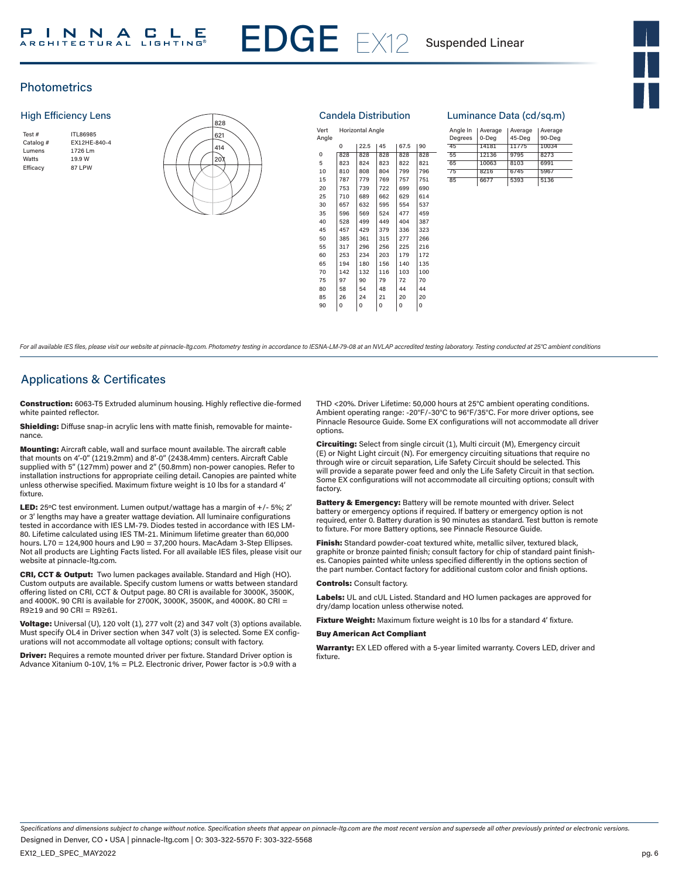# Photometrics

## High Efficiency Lens

| | |
|---|---|
| Test # | ITL86985 |
| Catalog # | EX12HE-840-4 |
| Lumens | 1726 Lm |
| Watts | 19.9 W |
| Efficacy | 87 LPW |

828
621
414
207

## Candela Distribution

| Vert Angle | Horizontal Angle | | | | |
|---|---|---|---|---|---|
| | 0 | 22.5 | 45 | 67.5 | 90 |
| 0 | 828 | 828 | 828 | 828 | 828 |
| 5 | 823 | 824 | 823 | 822 | 821 |
| 10 | 810 | 808 | 804 | 799 | 796 |
| 15 | 787 | 779 | 769 | 757 | 751 |
| 20 | 753 | 739 | 722 | 699 | 690 |
| 25 | 710 | 689 | 662 | 629 | 614 |
| 30 | 657 | 632 | 595 | 554 | 537 |
| 35 | 596 | 569 | 524 | 477 | 459 |
| 40 | 528 | 499 | 449 | 404 | 387 |
| 45 | 457 | 429 | 379 | 336 | 323 |
| 50 | 385 | 361 | 315 | 277 | 266 |
| 55 | 317 | 296 | 256 | 225 | 216 |
| 60 | 253 | 234 | 203 | 179 | 172 |
| 65 | 194 | 180 | 156 | 140 | 135 |
| 70 | 142 | 132 | 116 | 103 | 100 |
| 75 | 97 | 90 | 79 | 72 | 70 |
| 80 | 58 | 54 | 48 | 44 | 44 |
| 85 | 26 | 24 | 21 | 20 | 20 |
| 90 | 0 | 0 | 0 | 0 | 0 |

## Luminance Data (cd/sq.m)

| Angle In Degrees | Average 0-Deg | Average 45-Deg | Average 90-Deg |
|---|---|---|---|
| 45 | 14181 | 11775 | 10034 |
| 55 | 12136 | 9795 | 8273 |
| 65 | 10063 | 8103 | 6991 |
| 75 | 8216 | 6745 | 5967 |
| 85 | 6677 | 5393 | 5136 |

*For all available IES files, please visit our website at pinnacle-ltg.com. Photometry testing in accordance to IESNA-LM-79-08 at an NVLAP accredited testing laboratory. Testing conducted at 25°C ambient conditions*

# Applications & Certificates

**Construction:** 6063-T5 Extruded aluminum housing. Highly reflective die-formed white painted reflector.

**Shielding:** Diffuse snap-in acrylic lens with matte finish, removable for maintenance.

**Mounting:** Aircraft cable, wall and surface mount available. The aircraft cable that mounts on 4'-0" (1219.2mm) and 8'-0" (2438.4mm) centers. Aircraft Cable supplied with 5" (127mm) power and 2" (50.8mm) non-power canopies. Refer to installation instructions for appropriate ceiling detail. Canopies are painted white unless otherwise specified. Maximum fixture weight is 10 lbs for a standard 4' fixture.

**LED:** 25ºC test environment. Lumen output/wattage has a margin of +/- 5%; 2' or 3' lengths may have a greater wattage deviation. All luminaire configurations tested in accordance with IES LM-79. Diodes tested in accordance with IES LM-80. Lifetime calculated using IES TM-21. Minimum lifetime greater than 60,000 hours. L70 = 124,900 hours and L90 = 37,200 hours. MacAdam 3-Step Ellipses. Not all products are Lighting Facts listed. For all available IES files, please visit our website at pinnacle-ltg.com.

**CRI, CCT & Output:** Two lumen packages available. Standard and High (HO). Custom outputs are available. Specify custom lumens or watts between standard offering listed on CRI, CCT & Output page. 80 CRI is available for 3000K, 3500K, and 4000K. 90 CRI is available for 2700K, 3000K, 3500K, and 4000K. 80 CRI = R9≥19 and 90 CRI = R9≥61.

**Voltage:** Universal (U), 120 volt (1), 277 volt (2) and 347 volt (3) options available. Must specify OL4 in Driver section when 347 volt (3) is selected. Some EX configurations will not accommodate all voltage options; consult with factory.

**Driver:** Requires a remote mounted driver per fixture. Standard Driver option is Advance Xitanium 0-10V, 1% = PL2. Electronic driver, Power factor is >0.9 with a THD <20%. Driver Lifetime: 50,000 hours at 25°C ambient operating conditions. Ambient operating range: -20°F/-30°C to 96°F/35°C. For more driver options, see Pinnacle Resource Guide. Some EX configurations will not accommodate all driver options.

**Circuiting:** Select from single circuit (1), Multi circuit (M), Emergency circuit (E) or Night Light circuit (N). For emergency circuiting situations that require no through wire or circuit separation, Life Safety Circuit should be selected. This will provide a separate power feed and only the Life Safety Circuit in that section. Some EX configurations will not accommodate all circuiting options; consult with factory.

**Battery & Emergency:** Battery will be remote mounted with driver. Select battery or emergency options if required. If battery or emergency option is not required, enter 0. Battery duration is 90 minutes as standard. Test button is remote to fixture. For more Battery options, see Pinnacle Resource Guide.

**Finish:** Standard powder-coat textured white, metallic silver, textured black, graphite or bronze painted finish; consult factory for chip of standard paint finishes. Canopies painted white unless specified differently in the options section of the part number. Contact factory for additional custom color and finish options.

**Controls:** Consult factory.

**Labels:** UL and cUL Listed. Standard and HO lumen packages are approved for dry/damp location unless otherwise noted.

**Fixture Weight:** Maximum fixture weight is 10 lbs for a standard 4' fixture.

**Buy American Act Compliant**

**Warranty:** EX LED offered with a 5-year limited warranty. Covers LED, driver and fixture.